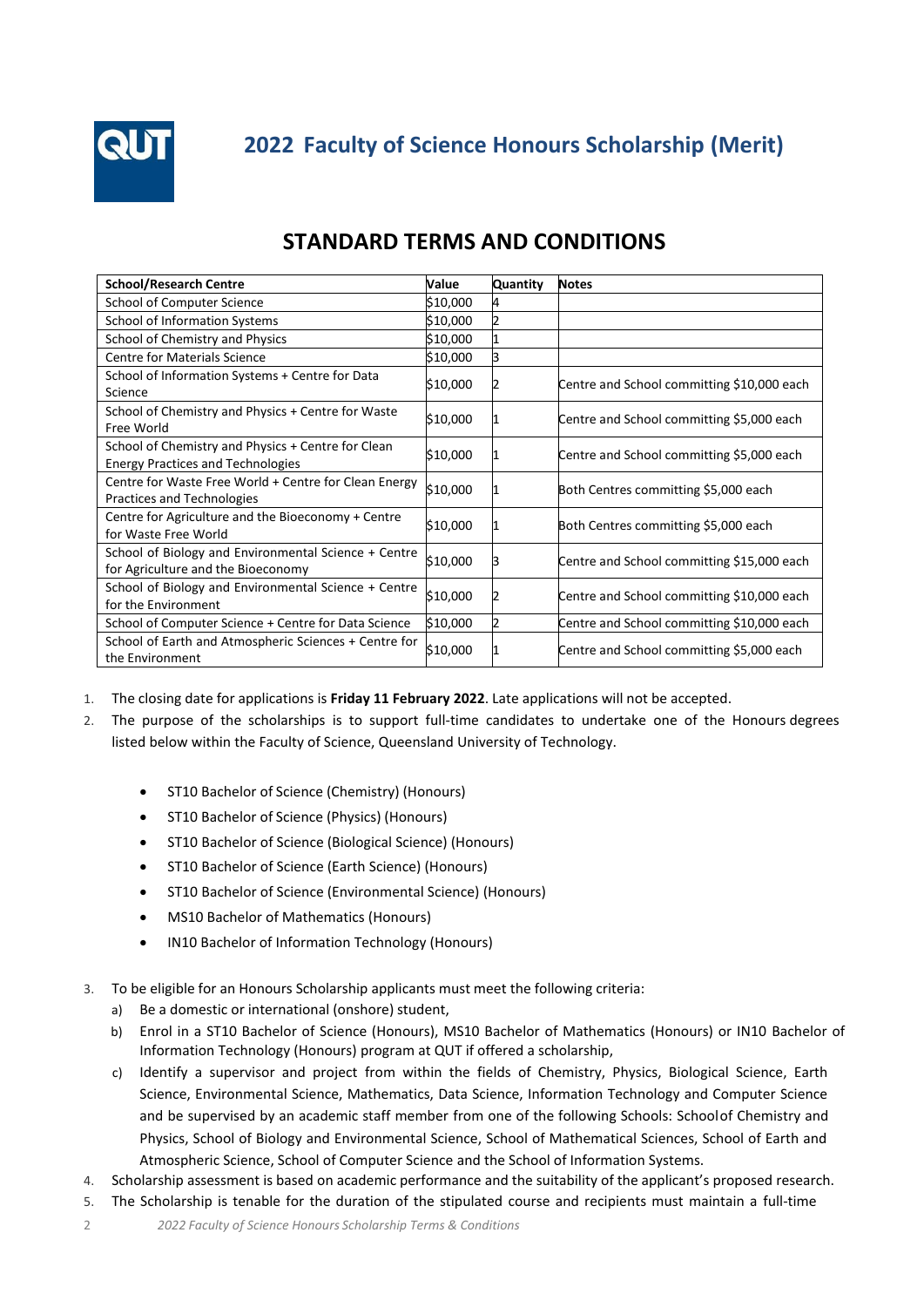# 2022 Faculty of Science Honours Scholarship (Merit)

## STANDARD TERMS AND CONDITIONS

| School/Research Centre | Value | Quantity | Notes |
|---|---|---|---|
| School of Computer Science | $10,000 | 4 | |
| School of Information Systems | $10,000 | 2 | |
| School of Chemistry and Physics | $10,000 | 1 | |
| Centre for Materials Science | $10,000 | 3 | |
| School of Information Systems + Centre for Data Science | $10,000 | 2 | Centre and School committing $10,000 each |
| School of Chemistry and Physics + Centre for Waste Free World | $10,000 | 1 | Centre and School committing $5,000 each |
| School of Chemistry and Physics + Centre for Clean Energy Practices and Technologies | $10,000 | 1 | Centre and School committing $5,000 each |
| Centre for Waste Free World + Centre for Clean Energy Practices and Technologies | $10,000 | 1 | Both Centres committing $5,000 each |
| Centre for Agriculture and the Bioeconomy + Centre for Waste Free World | $10,000 | 1 | Both Centres committing $5,000 each |
| School of Biology and Environmental Science + Centre for Agriculture and the Bioeconomy | $10,000 | 3 | Centre and School committing $15,000 each |
| School of Biology and Environmental Science + Centre for the Environment | $10,000 | 2 | Centre and School committing $10,000 each |
| School of Computer Science + Centre for Data Science | $10,000 | 2 | Centre and School committing $10,000 each |
| School of Earth and Atmospheric Sciences + Centre for the Environment | $10,000 | 1 | Centre and School committing $5,000 each |

1. The closing date for applications is **Friday 11 February 2022**. Late applications will not be accepted.
2. The purpose of the scholarships is to support full-time candidates to undertake one of the Honours degrees listed below within the Faculty of Science, Queensland University of Technology.
   - ST10 Bachelor of Science (Chemistry) (Honours)
   - ST10 Bachelor of Science (Physics) (Honours)
   - ST10 Bachelor of Science (Biological Science) (Honours)
   - ST10 Bachelor of Science (Earth Science) (Honours)
   - ST10 Bachelor of Science (Environmental Science) (Honours)
   - MS10 Bachelor of Mathematics (Honours)
   - IN10 Bachelor of Information Technology (Honours)
3. To be eligible for an Honours Scholarship applicants must meet the following criteria:
   a) Be a domestic or international (onshore) student,
   b) Enrol in a ST10 Bachelor of Science (Honours), MS10 Bachelor of Mathematics (Honours) or IN10 Bachelor of Information Technology (Honours) program at QUT if offered a scholarship,
   c) Identify a supervisor and project from within the fields of Chemistry, Physics, Biological Science, Earth Science, Environmental Science, Mathematics, Data Science, Information Technology and Computer Science and be supervised by an academic staff member from one of the following Schools: School of Chemistry and Physics, School of Biology and Environmental Science, School of Mathematical Sciences, School of Earth and Atmospheric Science, School of Computer Science and the School of Information Systems.
4. Scholarship assessment is based on academic performance and the suitability of the applicant's proposed research.
5. The Scholarship is tenable for the duration of the stipulated course and recipients must maintain a full-time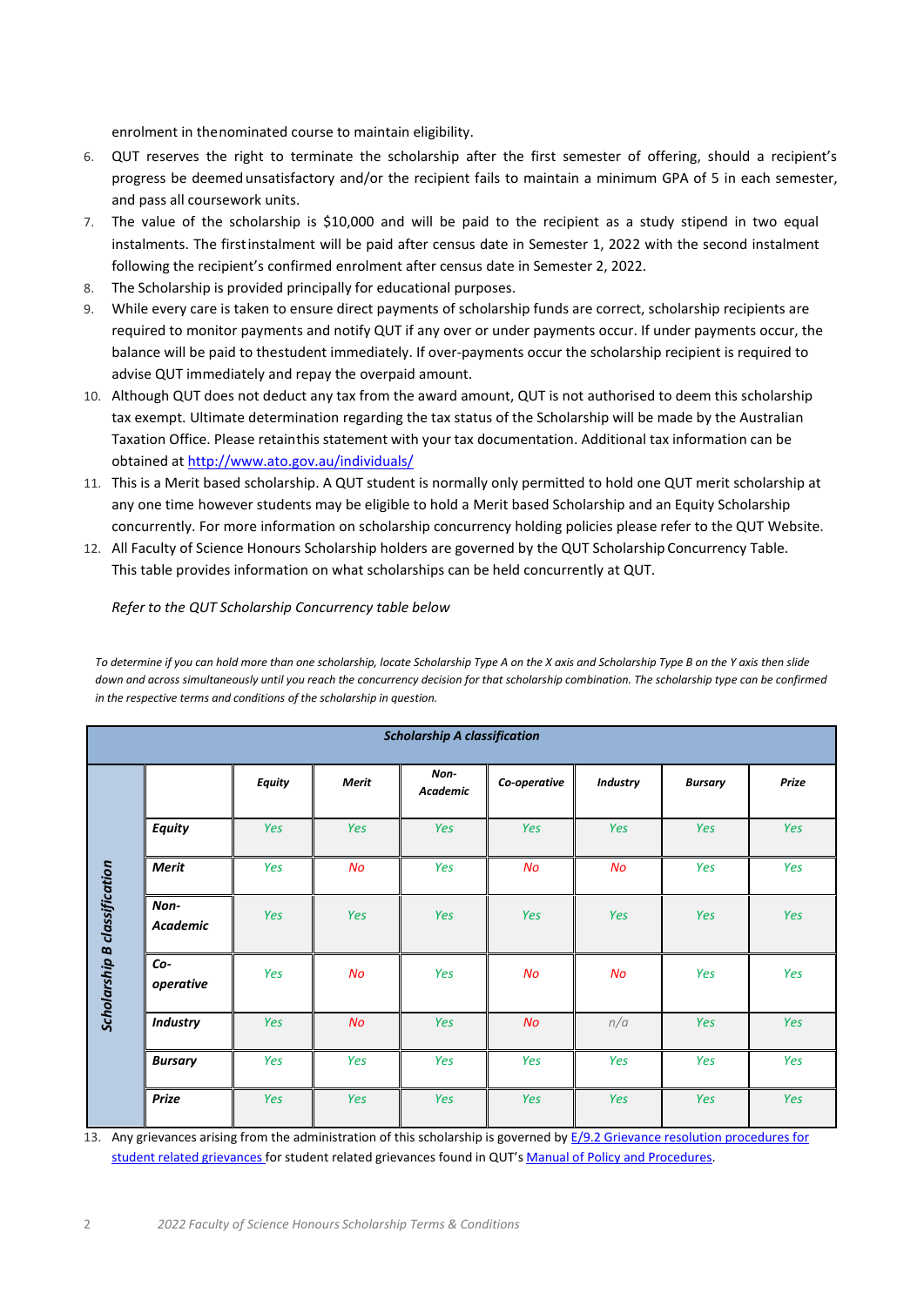enrolment in the nominated course to maintain eligibility.

6. QUT reserves the right to terminate the scholarship after the first semester of offering, should a recipient's progress be deemed unsatisfactory and/or the recipient fails to maintain a minimum GPA of 5 in each semester, and pass all coursework units.
7. The value of the scholarship is $10,000 and will be paid to the recipient as a study stipend in two equal instalments. The first instalment will be paid after census date in Semester 1, 2022 with the second instalment following the recipient's confirmed enrolment after census date in Semester 2, 2022.
8. The Scholarship is provided principally for educational purposes.
9. While every care is taken to ensure direct payments of scholarship funds are correct, scholarship recipients are required to monitor payments and notify QUT if any over or under payments occur. If under payments occur, the balance will be paid to the student immediately. If over-payments occur the scholarship recipient is required to advise QUT immediately and repay the overpaid amount.
10. Although QUT does not deduct any tax from the award amount, QUT is not authorised to deem this scholarship tax exempt. Ultimate determination regarding the tax status of the Scholarship will be made by the Australian Taxation Office. Please retain this statement with your tax documentation. Additional tax information can be obtained at [http://www.ato.gov.au/individuals/](http://www.ato.gov.au/individuals/)
11. This is a Merit based scholarship. A QUT student is normally only permitted to hold one QUT merit scholarship at any one time however students may be eligible to hold a Merit based Scholarship and an Equity Scholarship concurrently. For more information on scholarship concurrency holding policies please refer to the QUT Website.
12. All Faculty of Science Honours Scholarship holders are governed by the QUT Scholarship Concurrency Table. This table provides information on what scholarships can be held concurrently at QUT.

*Refer to the QUT Scholarship Concurrency table below*

*To determine if you can hold more than one scholarship, locate Scholarship Type A on the X axis and Scholarship Type B on the Y axis then slide down and across simultaneously until you reach the concurrency decision for that scholarship combination. The scholarship type can be confirmed in the respective terms and conditions of the scholarship in question.*

| Scholarship B classification \ Scholarship A classification | Equity | Merit | Non-Academic | Co-operative | Industry | Bursary | Prize |
|---|---|---|---|---|---|---|---|
| **Equity** | Yes | Yes | Yes | Yes | Yes | Yes | Yes |
| **Merit** | Yes | No | Yes | No | No | Yes | Yes |
| **Non-Academic** | Yes | Yes | Yes | Yes | Yes | Yes | Yes |
| **Co-operative** | Yes | No | Yes | No | No | Yes | Yes |
| **Industry** | Yes | No | Yes | No | n/a | Yes | Yes |
| **Bursary** | Yes | Yes | Yes | Yes | Yes | Yes | Yes |
| **Prize** | Yes | Yes | Yes | Yes | Yes | Yes | Yes |

13. Any grievances arising from the administration of this scholarship is governed by E/9.2 Grievance resolution procedures for student related grievances for student related grievances found in QUT's Manual of Policy and Procedures.